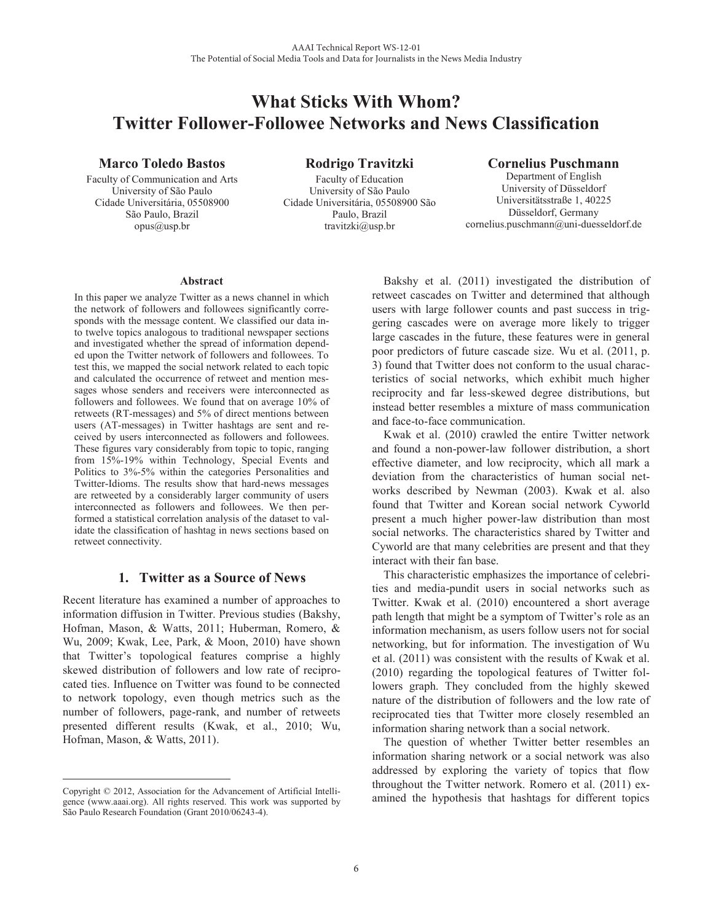# What Sticks With Whom? Twitter Follower-Followee Networks and News Classification

**Marco Toledo Bastos**
Faculty of Communication and Arts
University of São Paulo
Cidade Universitária, 05508900
São Paulo, Brazil
opus@usp.br

**Rodrigo Travitzki**
Faculty of Education
University of São Paulo
Cidade Universitária, 05508900 São Paulo, Brazil
travitzki@usp.br

**Cornelius Puschmann**
Department of English
University of Düsseldorf
Universitätsstraße 1, 40225
Düsseldorf, Germany
cornelius.puschmann@uni-duesseldorf.de

### Abstract

In this paper we analyze Twitter as a news channel in which the network of followers and followees significantly corresponds with the message content. We classified our data into twelve topics analogous to traditional newspaper sections and investigated whether the spread of information depended upon the Twitter network of followers and followees. To test this, we mapped the social network related to each topic and calculated the occurrence of retweet and mention messages whose senders and receivers were interconnected as followers and followees. We found that on average 10% of retweets (RT-messages) and 5% of direct mentions between users (AT-messages) in Twitter hashtags are sent and received by users interconnected as followers and followees. These figures vary considerably from topic to topic, ranging from 15%-19% within Technology, Special Events and Politics to 3%-5% within the categories Personalities and Twitter-Idioms. The results show that hard-news messages are retweeted by a considerably larger community of users interconnected as followers and followees. We then performed a statistical correlation analysis of the dataset to validate the classification of hashtag in news sections based on retweet connectivity.

## 1. Twitter as a Source of News

Recent literature has examined a number of approaches to information diffusion in Twitter. Previous studies (Bakshy, Hofman, Mason, & Watts, 2011; Huberman, Romero, & Wu, 2009; Kwak, Lee, Park, & Moon, 2010) have shown that Twitter's topological features comprise a highly skewed distribution of followers and low rate of reciprocated ties. Influence on Twitter was found to be connected to network topology, even though metrics such as the number of followers, page-rank, and number of retweets presented different results (Kwak, et al., 2010; Wu, Hofman, Mason, & Watts, 2011).

Bakshy et al. (2011) investigated the distribution of retweet cascades on Twitter and determined that although users with large follower counts and past success in triggering cascades were on average more likely to trigger large cascades in the future, these features were in general poor predictors of future cascade size. Wu et al. (2011, p. 3) found that Twitter does not conform to the usual characteristics of social networks, which exhibit much higher reciprocity and far less-skewed degree distributions, but instead better resembles a mixture of mass communication and face-to-face communication.

Kwak et al. (2010) crawled the entire Twitter network and found a non-power-law follower distribution, a short effective diameter, and low reciprocity, which all mark a deviation from the characteristics of human social networks described by Newman (2003). Kwak et al. also found that Twitter and Korean social network Cyworld present a much higher power-law distribution than most social networks. The characteristics shared by Twitter and Cyworld are that many celebrities are present and that they interact with their fan base.

This characteristic emphasizes the importance of celebrities and media-pundit users in social networks such as Twitter. Kwak et al. (2010) encountered a short average path length that might be a symptom of Twitter's role as an information mechanism, as users follow users not for social networking, but for information. The investigation of Wu et al. (2011) was consistent with the results of Kwak et al. (2010) regarding the topological features of Twitter followers graph. They concluded from the highly skewed nature of the distribution of followers and the low rate of reciprocated ties that Twitter more closely resembled an information sharing network than a social network.

The question of whether Twitter better resembles an information sharing network or a social network was also addressed by exploring the variety of topics that flow throughout the Twitter network. Romero et al. (2011) examined the hypothesis that hashtags for different topics

---

Copyright © 2012, Association for the Advancement of Artificial Intelligence (www.aaai.org). All rights reserved. This work was supported by São Paulo Research Foundation (Grant 2010/06243-4).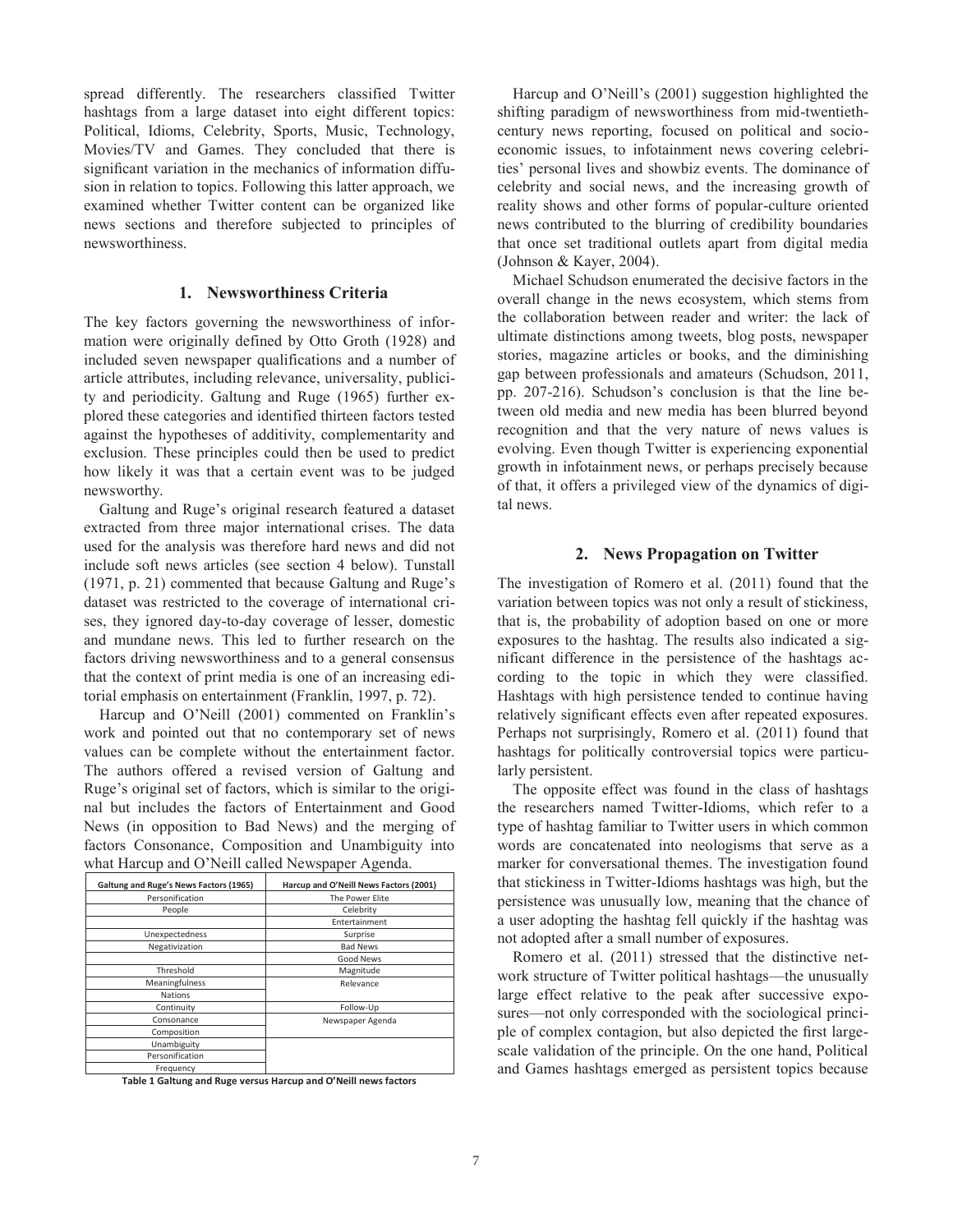spread differently. The researchers classified Twitter hashtags from a large dataset into eight different topics: Political, Idioms, Celebrity, Sports, Music, Technology, Movies/TV and Games. They concluded that there is significant variation in the mechanics of information diffusion in relation to topics. Following this latter approach, we examined whether Twitter content can be organized like news sections and therefore subjected to principles of newsworthiness.

## 1. Newsworthiness Criteria

The key factors governing the newsworthiness of information were originally defined by Otto Groth (1928) and included seven newspaper qualifications and a number of article attributes, including relevance, universality, publicity and periodicity. Galtung and Ruge (1965) further explored these categories and identified thirteen factors tested against the hypotheses of additivity, complementarity and exclusion. These principles could then be used to predict how likely it was that a certain event was to be judged newsworthy.

Galtung and Ruge's original research featured a dataset extracted from three major international crises. The data used for the analysis was therefore hard news and did not include soft news articles (see section 4 below). Tunstall (1971, p. 21) commented that because Galtung and Ruge's dataset was restricted to the coverage of international crises, they ignored day-to-day coverage of lesser, domestic and mundane news. This led to further research on the factors driving newsworthiness and to a general consensus that the context of print media is one of an increasing editorial emphasis on entertainment (Franklin, 1997, p. 72).

Harcup and O'Neill (2001) commented on Franklin's work and pointed out that no contemporary set of news values can be complete without the entertainment factor. The authors offered a revised version of Galtung and Ruge's original set of factors, which is similar to the original but includes the factors of Entertainment and Good News (in opposition to Bad News) and the merging of factors Consonance, Composition and Unambiguity into what Harcup and O'Neill called Newspaper Agenda.

| Galtung and Ruge's News Factors (1965) | Harcup and O'Neill News Factors (2001) |
|---|---|
| Personification | The Power Elite |
| People | Celebrity |
| | Entertainment |
| Unexpectedness | Surprise |
| Negativization | Bad News |
| | Good News |
| Threshold | Magnitude |
| Meaningfulness | Relevance |
| Nations | |
| Continuity | Follow-Up |
| Consonance | Newspaper Agenda |
| Composition | |
| Unambiguity | |
| Personification | |
| Frequency | |

**Table 1 Galtung and Ruge versus Harcup and O'Neill news factors**

Harcup and O'Neill's (2001) suggestion highlighted the shifting paradigm of newsworthiness from mid-twentieth-century news reporting, focused on political and socio-economic issues, to infotainment news covering celebrities' personal lives and showbiz events. The dominance of celebrity and social news, and the increasing growth of reality shows and other forms of popular-culture oriented news contributed to the blurring of credibility boundaries that once set traditional outlets apart from digital media (Johnson & Kayer, 2004).

Michael Schudson enumerated the decisive factors in the overall change in the news ecosystem, which stems from the collaboration between reader and writer: the lack of ultimate distinctions among tweets, blog posts, newspaper stories, magazine articles or books, and the diminishing gap between professionals and amateurs (Schudson, 2011, pp. 207-216). Schudson's conclusion is that the line between old media and new media has been blurred beyond recognition and that the very nature of news values is evolving. Even though Twitter is experiencing exponential growth in infotainment news, or perhaps precisely because of that, it offers a privileged view of the dynamics of digital news.

## 2. News Propagation on Twitter

The investigation of Romero et al. (2011) found that the variation between topics was not only a result of stickiness, that is, the probability of adoption based on one or more exposures to the hashtag. The results also indicated a significant difference in the persistence of the hashtags according to the topic in which they were classified. Hashtags with high persistence tended to continue having relatively significant effects even after repeated exposures. Perhaps not surprisingly, Romero et al. (2011) found that hashtags for politically controversial topics were particularly persistent.

The opposite effect was found in the class of hashtags the researchers named Twitter-Idioms, which refer to a type of hashtag familiar to Twitter users in which common words are concatenated into neologisms that serve as a marker for conversational themes. The investigation found that stickiness in Twitter-Idioms hashtags was high, but the persistence was unusually low, meaning that the chance of a user adopting the hashtag fell quickly if the hashtag was not adopted after a small number of exposures.

Romero et al. (2011) stressed that the distinctive network structure of Twitter political hashtags—the unusually large effect relative to the peak after successive exposures—not only corresponded with the sociological principle of complex contagion, but also depicted the first large-scale validation of the principle. On the one hand, Political and Games hashtags emerged as persistent topics because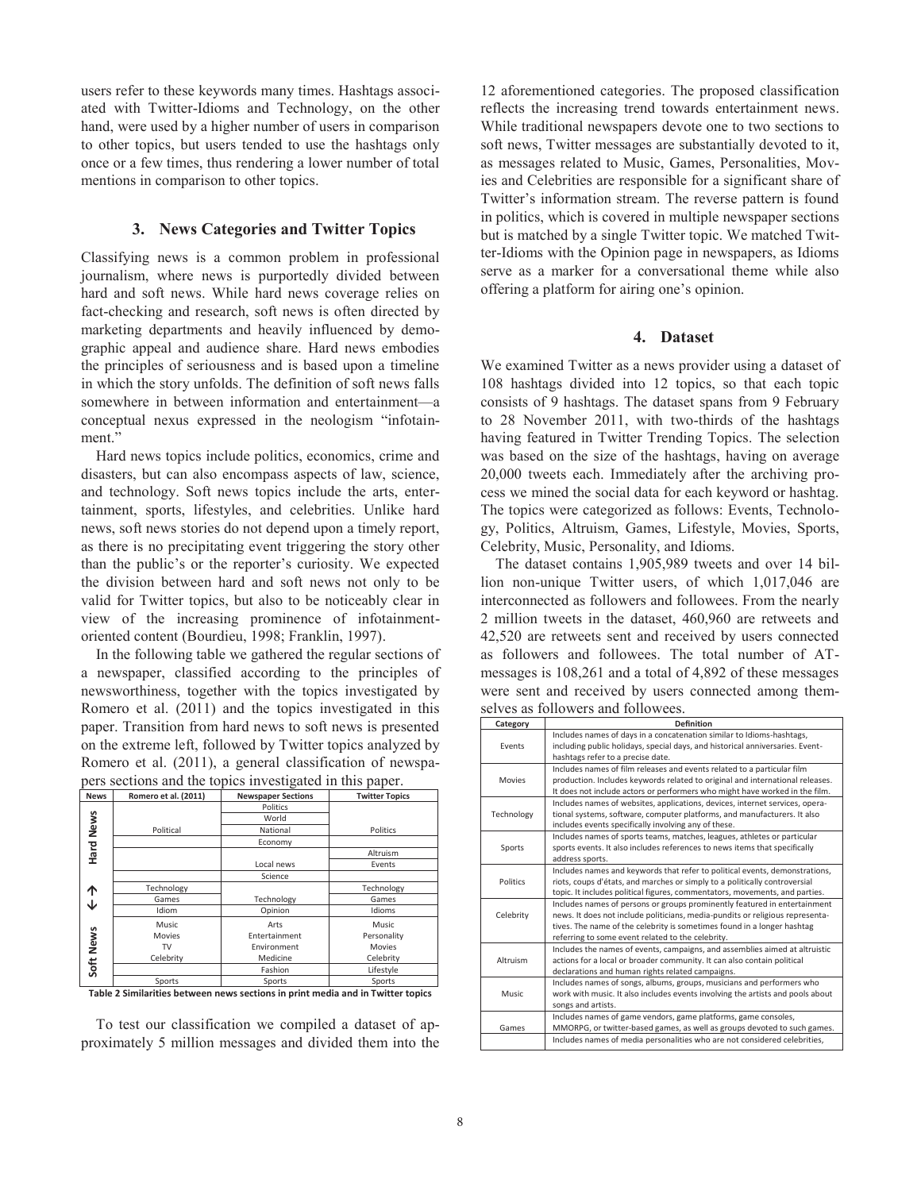users refer to these keywords many times. Hashtags associated with Twitter-Idioms and Technology, on the other hand, were used by a higher number of users in comparison to other topics, but users tended to use the hashtags only once or a few times, thus rendering a lower number of total mentions in comparison to other topics.

## 3. News Categories and Twitter Topics

Classifying news is a common problem in professional journalism, where news is purportedly divided between hard and soft news. While hard news coverage relies on fact-checking and research, soft news is often directed by marketing departments and heavily influenced by demographic appeal and audience share. Hard news embodies the principles of seriousness and is based upon a timeline in which the story unfolds. The definition of soft news falls somewhere in between information and entertainment—a conceptual nexus expressed in the neologism "infotainment."

Hard news topics include politics, economics, crime and disasters, but can also encompass aspects of law, science, and technology. Soft news topics include the arts, entertainment, sports, lifestyles, and celebrities. Unlike hard news, soft news stories do not depend upon a timely report, as there is no precipitating event triggering the story other than the public's or the reporter's curiosity. We expected the division between hard and soft news not only to be valid for Twitter topics, but also to be noticeably clear in view of the increasing prominence of infotainment-oriented content (Bourdieu, 1998; Franklin, 1997).

In the following table we gathered the regular sections of a newspaper, classified according to the principles of newsworthiness, together with the topics investigated by Romero et al. (2011) and the topics investigated in this paper. Transition from hard news to soft news is presented on the extreme left, followed by Twitter topics analyzed by Romero et al. (2011), a general classification of newspapers sections and the topics investigated in this paper.

| News | Romero et al. (2011) | Newspaper Sections | Twitter Topics |
|---|---|---|---|
| Hard News | | Politics | |
| | | World | |
| | Political | National | Politics |
| | | Economy | |
| | | | Altruism |
| | | Local news | Events |
| | | Science | |
| ↑ | Technology | | Technology |
| ↓ | Games | Technology | Games |
| | Idiom | Opinion | Idioms |
| Soft News | Music | Arts | Music |
| | Movies | Entertainment | Personality |
| | TV | Environment | Movies |
| | Celebrity | Medicine | Celebrity |
| | | Fashion | Lifestyle |
| | Sports | Sports | Sports |

**Table 2 Similarities between news sections in print media and in Twitter topics**

To test our classification we compiled a dataset of approximately 5 million messages and divided them into the 12 aforementioned categories. The proposed classification reflects the increasing trend towards entertainment news. While traditional newspapers devote one to two sections to soft news, Twitter messages are substantially devoted to it, as messages related to Music, Games, Personalities, Movies and Celebrities are responsible for a significant share of Twitter's information stream. The reverse pattern is found in politics, which is covered in multiple newspaper sections but is matched by a single Twitter topic. We matched Twitter-Idioms with the Opinion page in newspapers, as Idioms serve as a marker for a conversational theme while also offering a platform for airing one's opinion.

## 4. Dataset

We examined Twitter as a news provider using a dataset of 108 hashtags divided into 12 topics, so that each topic consists of 9 hashtags. The dataset spans from 9 February to 28 November 2011, with two-thirds of the hashtags having featured in Twitter Trending Topics. The selection was based on the size of the hashtags, having on average 20,000 tweets each. Immediately after the archiving process we mined the social data for each keyword or hashtag. The topics were categorized as follows: Events, Technology, Politics, Altruism, Games, Lifestyle, Movies, Sports, Celebrity, Music, Personality, and Idioms.

The dataset contains 1,905,989 tweets and over 14 billion non-unique Twitter users, of which 1,017,046 are interconnected as followers and followees. From the nearly 2 million tweets in the dataset, 460,960 are retweets and 42,520 are retweets sent and received by users connected as followers and followees. The total number of AT-messages is 108,261 and a total of 4,892 of these messages were sent and received by users connected among themselves as followers and followees.

| Category | Definition |
|---|---|
| Events | Includes names of days in a concatenation similar to Idioms-hashtags, including public holidays, special days, and historical anniversaries. Event-hashtags refer to a precise date. |
| Movies | Includes names of film releases and events related to a particular film production. Includes keywords related to original and international releases. It does not include actors or performers who might have worked in the film. |
| Technology | Includes names of websites, applications, devices, internet services, operational systems, software, computer platforms, and manufacturers. It also includes events specifically involving any of these. |
| Sports | Includes names of sports teams, matches, leagues, athletes or particular sports events. It also includes references to news items that specifically address sports. |
| Politics | Includes names and keywords that refer to political events, demonstrations, riots, coups d'états, and marches or simply to a politically controversial topic. It includes political figures, commentators, movements, and parties. |
| Celebrity | Includes names of persons or groups prominently featured in entertainment news. It does not include politicians, media-pundits or religious representatives. The name of the celebrity is sometimes found in a longer hashtag referring to some event related to the celebrity. |
| Altruism | Includes the names of events, campaigns, and assemblies aimed at altruistic actions for a local or broader community. It can also contain political declarations and human rights related campaigns. |
| Music | Includes names of songs, albums, groups, musicians and performers who work with music. It also includes events involving the artists and pools about songs and artists. |
| Games | Includes names of game vendors, game platforms, game consoles, MMORPG, or twitter-based games, as well as groups devoted to such games. |
| | Includes names of media personalities who are not considered celebrities, |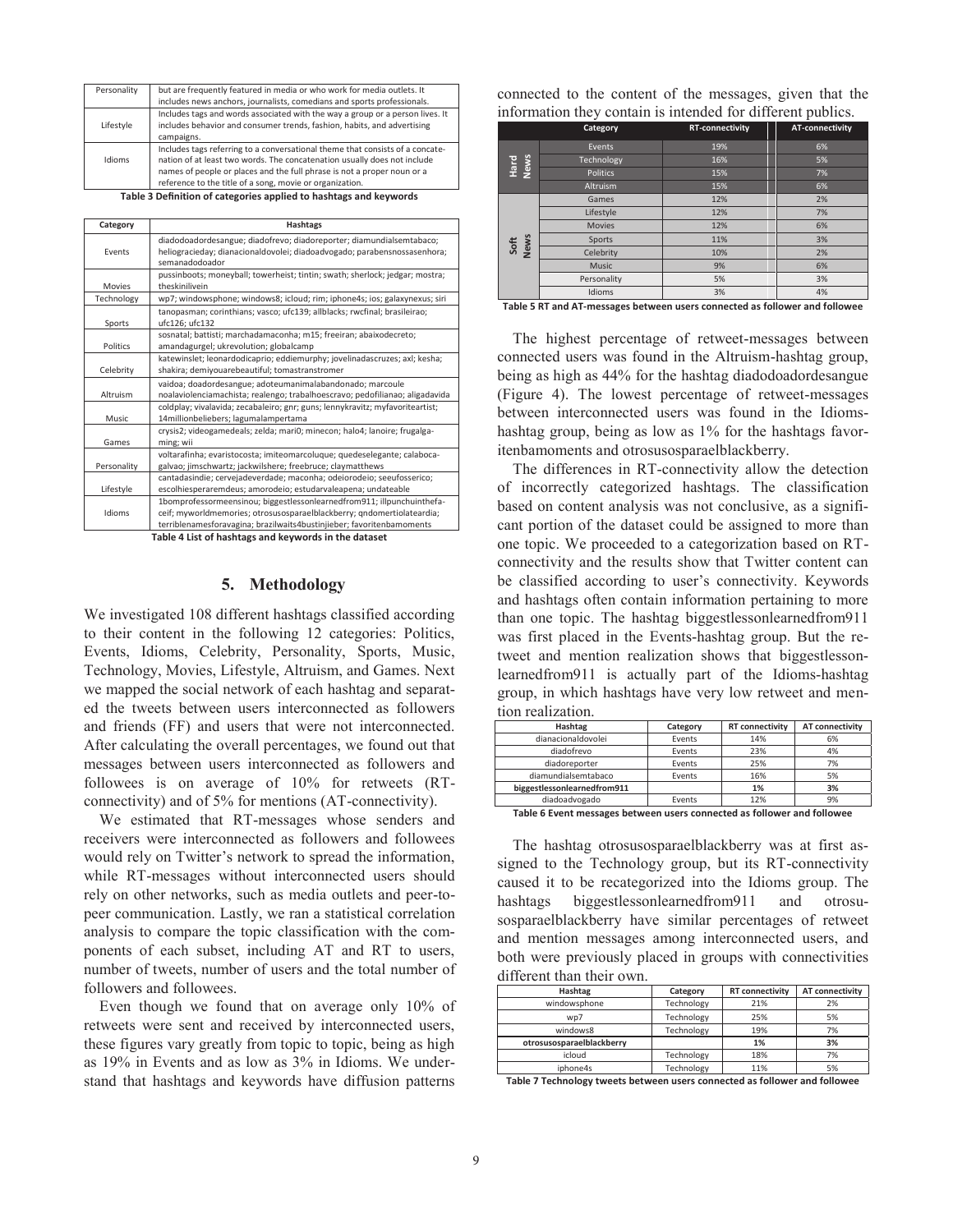| Category | Definition |
|---|---|
| Personality | but are frequently featured in media or who work for media outlets. It includes news anchors, journalists, comedians and sports professionals. |
| Lifestyle | Includes tags and words associated with the way a group or a person lives. It includes behavior and consumer trends, fashion, habits, and advertising campaigns. |
| Idioms | Includes tags referring to a conversational theme that consists of a concatenation of at least two words. The concatenation usually does not include names of people or places and the full phrase is not a proper noun or a reference to the title of a song, movie or organization. |

Table 3 Definition of categories applied to hashtags and keywords

| Category | Hashtags |
|---|---|
| Events | diadodoadordesangue; diadofrevo; diadoreporter; diamundialsemtabaco; heliogracieday; dianacionaldovolei; diadoadvogado; parabensnossasenhora; semanadodoador |
| Movies | pussinboots; moneyball; towerheist; tintin; swath; sherlock; jedgar; mostra; theskinilivein |
| Technology | wp7; windowsphone; windows8; icloud; rim; iphone4s; ios; galaxynexus; siri |
| Sports | tanopasman; corinthians; vasco; ufc139; allblacks; rwcfinal; brasileirao; ufc126; ufc132 |
| Politics | sosnatal; battisti; marchadamaconha; m15; freeiran; abaixodecreto; amandagurgel; ukrevolution; globalcamp |
| Celebrity | katewinslet; leonardodicaprio; eddiemurphy; jovelinadascruzes; axl; kesha; shakira; demiyouarebeautiful; tomastranstromer |
| Altruism | vaidoa; doadordesangue; adoteumanimalabandonado; marcoule noalaviolenciamachista; realengo; trabalhoescravo; pedofilianao; aligadavida |
| Music | coldplay; vivalavida; zecabaleiro; gnr; guns; lennykravitz; myfavoriteartist; 14millionbeliebers; lagumalampertama |
| Games | crysis2; videogamedeals; zelda; mari0; minecon; halo4; lanoire; frugalgaming; wii |
| Personality | voltarafinha; evaristocosta; imiteomarcoluque; quedeselegante; calabocagalvao; jimschwartz; jackwilshere; freebruce; claymatthews |
| Lifestyle | cantadasindie; cervejadeverdade; maconha; odeiorodeio; seeufossserico; escolhiesperaremdeus; amorodeio; estudarvaleapena; undateable |
| Idioms | 1bomprofessormeensinou; biggestlessonlearnedfrom911; illpunchuinthefaceif; myworldmemories; otrosusosparaelblackberry; qndomertiolateardia; terriblenamesforavagina; brazilwaits4bustinjieber; favoritenbamoments |

Table 4 List of hashtags and keywords in the dataset

## 5. Methodology

We investigated 108 different hashtags classified according to their content in the following 12 categories: Politics, Events, Idioms, Celebrity, Personality, Sports, Music, Technology, Movies, Lifestyle, Altruism, and Games. Next we mapped the social network of each hashtag and separated the tweets between users interconnected as followers and friends (FF) and users that were not interconnected. After calculating the overall percentages, we found out that messages between users interconnected as followers and followees is on average of 10% for retweets (RT-connectivity) and of 5% for mentions (AT-connectivity).

We estimated that RT-messages whose senders and receivers were interconnected as followers and followees would rely on Twitter's network to spread the information, while RT-messages without interconnected users should rely on other networks, such as media outlets and peer-to-peer communication. Lastly, we ran a statistical correlation analysis to compare the topic classification with the components of each subset, including AT and RT to users, number of tweets, number of users and the total number of followers and followees.

Even though we found that on average only 10% of retweets were sent and received by interconnected users, these figures vary greatly from topic to topic, being as high as 19% in Events and as low as 3% in Idioms. We understand that hashtags and keywords have diffusion patterns connected to the content of the messages, given that the information they contain is intended for different publics.

| | Category | RT-connectivity | AT-connectivity |
|---|---|---|---|
| Hard News | Events | 19% | 6% |
| | Technology | 16% | 5% |
| | Politics | 15% | 7% |
| | Altruism | 15% | 6% |
| Soft News | Games | 12% | 2% |
| | Lifestyle | 12% | 7% |
| | Movies | 12% | 6% |
| | Sports | 11% | 3% |
| | Celebrity | 10% | 2% |
| | Music | 9% | 6% |
| | Personality | 5% | 3% |
| | Idioms | 3% | 4% |

Table 5 RT and AT-messages between users connected as follower and followee

The highest percentage of retweet-messages between connected users was found in the Altruism-hashtag group, being as high as 44% for the hashtag diadodoadordesangue (Figure 4). The lowest percentage of retweet-messages between interconnected users was found in the Idioms-hashtag group, being as low as 1% for the hashtags favoritenbamoments and otrosusosparaelblackberry.

The differences in RT-connectivity allow the detection of incorrectly categorized hashtags. The classification based on content analysis was not conclusive, as a significant portion of the dataset could be assigned to more than one topic. We proceeded to a categorization based on RT-connectivity and the results show that Twitter content can be classified according to user's connectivity. Keywords and hashtags often contain information pertaining to more than one topic. The hashtag biggestlessonlearnedfrom911 was first placed in the Events-hashtag group. But the retweet and mention realization shows that biggestlessonlearnedfrom911 is actually part of the Idioms-hashtag group, in which hashtags have very low retweet and mention realization.

| Hashtag | Category | RT connectivity | AT connectivity |
|---|---|---|---|
| dianacionaldovolei | Events | 14% | 6% |
| diadofrevo | Events | 23% | 4% |
| diadoreporter | Events | 25% | 7% |
| diamundialsemtabaco | Events | 16% | 5% |
| **biggestlessonlearnedfrom911** | | **1%** | **3%** |
| diadoadvogado | Events | 12% | 9% |

Table 6 Event messages between users connected as follower and followee

The hashtag otrosusosparaelblackberry was at first assigned to the Technology group, but its RT-connectivity caused it to be recategorized into the Idioms group. The hashtags biggestlessonlearnedfrom911 and otrosusosparaelblackberry have similar percentages of retweet and mention messages among interconnected users, and both were previously placed in groups with connectivities different than their own.

| Hashtag | Category | RT connectivity | AT connectivity |
|---|---|---|---|
| windowsphone | Technology | 21% | 2% |
| wp7 | Technology | 25% | 5% |
| windows8 | Technology | 19% | 7% |
| **otrosusosparaelblackberry** | | **1%** | **3%** |
| icloud | Technology | 18% | 7% |
| iphone4s | Technology | 11% | 5% |

Table 7 Technology tweets between users connected as follower and followee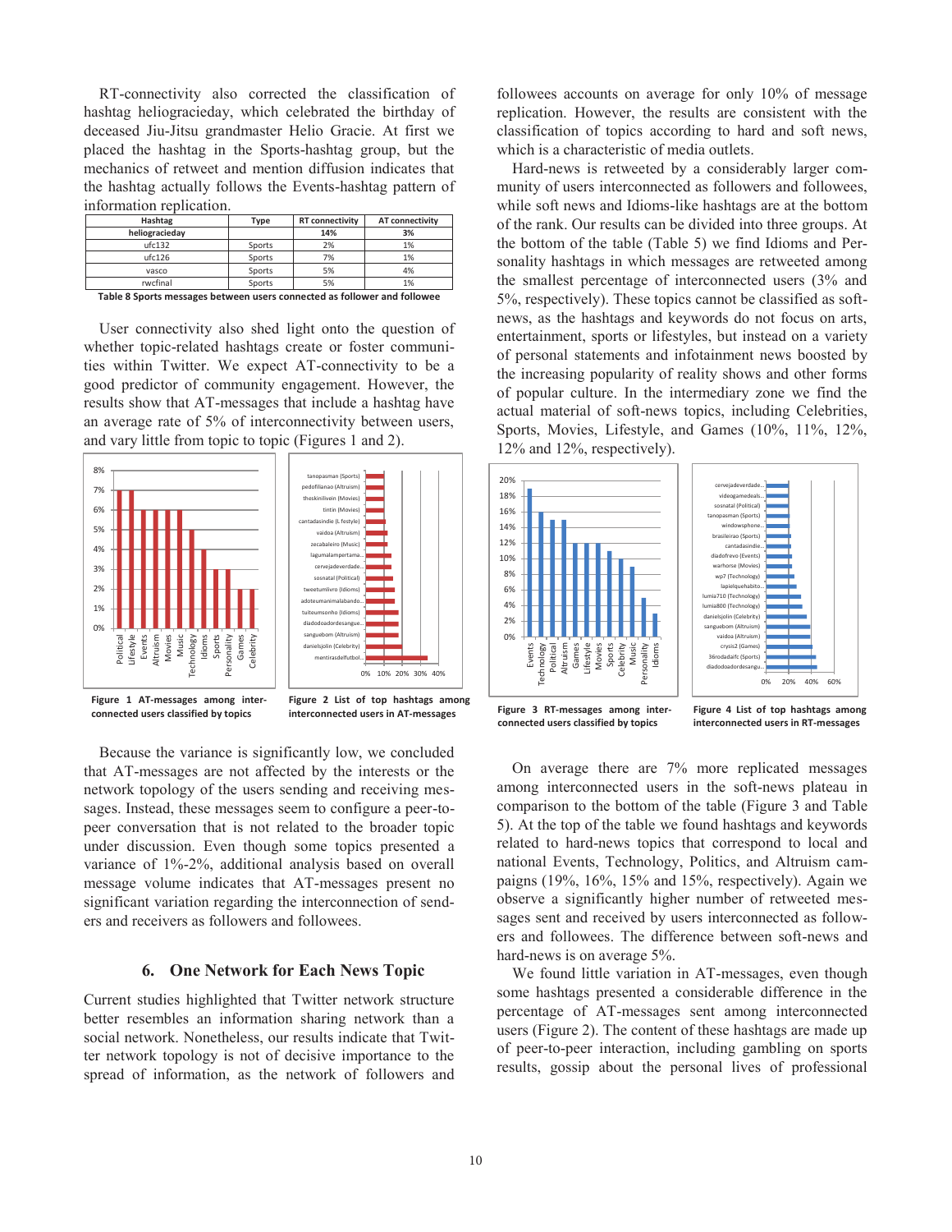RT-connectivity also corrected the classification of hashtag heliogracieday, which celebrated the birthday of deceased Jiu-Jitsu grandmaster Helio Gracie. At first we placed the hashtag in the Sports-hashtag group, but the mechanics of retweet and mention diffusion indicates that the hashtag actually follows the Events-hashtag pattern of information replication.

| Hashtag | Type | RT connectivity | AT connectivity |
|---|---|---|---|
| **heliogracieday** | | **14%** | **3%** |
| ufc132 | Sports | 2% | 1% |
| ufc126 | Sports | 7% | 1% |
| vasco | Sports | 5% | 4% |
| rwcfinal | Sports | 5% | 1% |

**Table 8 Sports messages between users connected as follower and followee**

User connectivity also shed light onto the question of whether topic-related hashtags create or foster communities within Twitter. We expect AT-connectivity to be a good predictor of community engagement. However, the results show that AT-messages that include a hashtag have an average rate of 5% of interconnectivity between users, and vary little from topic to topic (Figures 1 and 2).

**Figure 1 AT-messages among inter-connected users classified by topics**

**Figure 2 List of top hashtags among interconnected users in AT-messages**

Because the variance is significantly low, we concluded that AT-messages are not affected by the interests or the network topology of the users sending and receiving messages. Instead, these messages seem to configure a peer-to-peer conversation that is not related to the broader topic under discussion. Even though some topics presented a variance of 1%-2%, additional analysis based on overall message volume indicates that AT-messages present no significant variation regarding the interconnection of senders and receivers as followers and followees.

## 6. One Network for Each News Topic

Current studies highlighted that Twitter network structure better resembles an information sharing network than a social network. Nonetheless, our results indicate that Twitter network topology is not of decisive importance to the spread of information, as the network of followers and followees accounts on average for only 10% of message replication. However, the results are consistent with the classification of topics according to hard and soft news, which is a characteristic of media outlets.

Hard-news is retweeted by a considerably larger community of users interconnected as followers and followees, while soft news and Idioms-like hashtags are at the bottom of the rank. Our results can be divided into three groups. At the bottom of the table (Table 5) we find Idioms and Personality hashtags in which messages are retweeted among the smallest percentage of interconnected users (3% and 5%, respectively). These topics cannot be classified as soft-news, as the hashtags and keywords do not focus on arts, entertainment, sports or lifestyles, but instead on a variety of personal statements and infotainment news boosted by the increasing popularity of reality shows and other forms of popular culture. In the intermediary zone we find the actual material of soft-news topics, including Celebrities, Sports, Movies, Lifestyle, and Games (10%, 11%, 12%, 12% and 12%, respectively).

**Figure 3 RT-messages among inter-connected users classified by topics**

**Figure 4 List of top hashtags among interconnected users in RT-messages**

On average there are 7% more replicated messages among interconnected users in the soft-news plateau in comparison to the bottom of the table (Figure 3 and Table 5). At the top of the table we found hashtags and keywords related to hard-news topics that correspond to local and national Events, Technology, Politics, and Altruism campaigns (19%, 16%, 15% and 15%, respectively). Again we observe a significantly higher number of retweeted messages sent and received by users interconnected as followers and followees. The difference between soft-news and hard-news is on average 5%.

We found little variation in AT-messages, even though some hashtags presented a considerable difference in the percentage of AT-messages sent among interconnected users (Figure 2). The content of these hashtags are made up of peer-to-peer interaction, including gambling on sports results, gossip about the personal lives of professional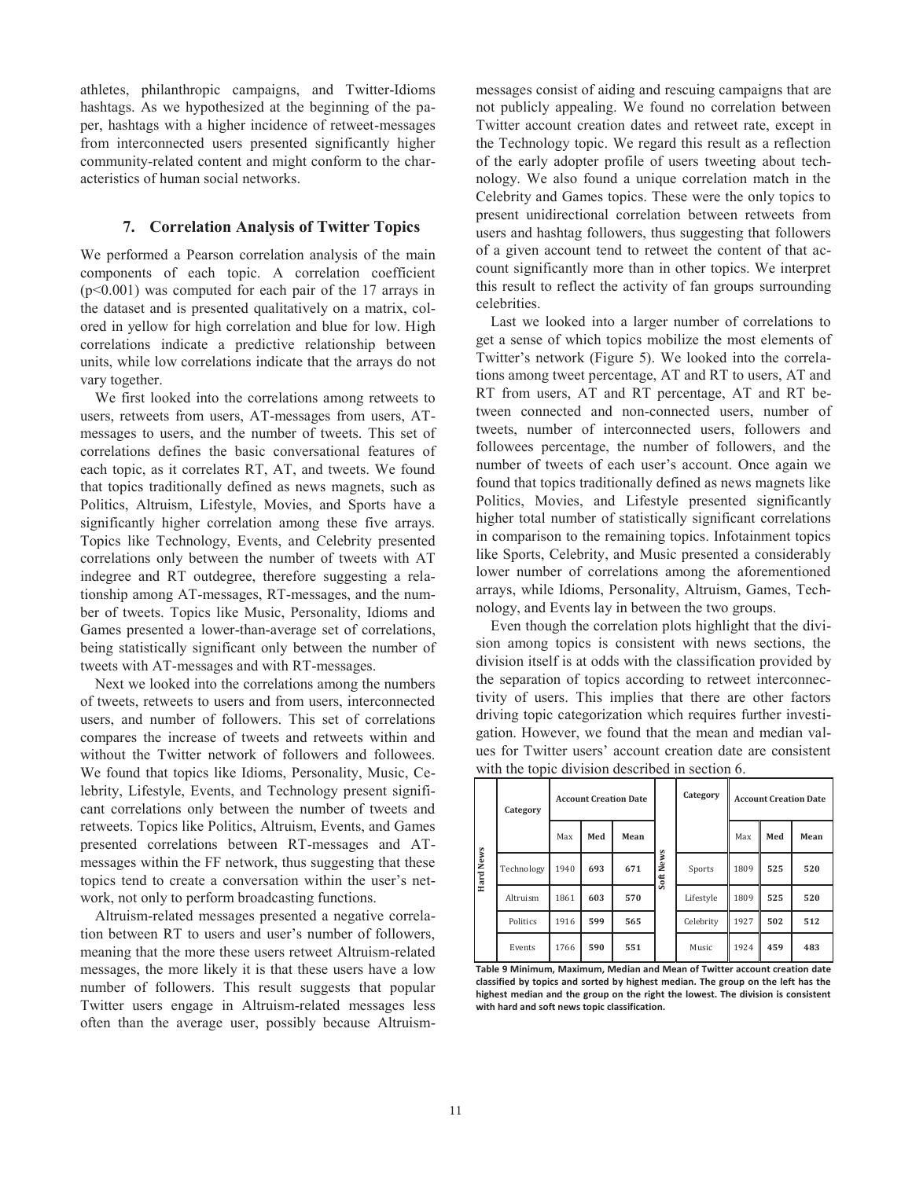athletes, philanthropic campaigns, and Twitter-Idioms hashtags. As we hypothesized at the beginning of the paper, hashtags with a higher incidence of retweet-messages from interconnected users presented significantly higher community-related content and might conform to the characteristics of human social networks.

## 7. Correlation Analysis of Twitter Topics

We performed a Pearson correlation analysis of the main components of each topic. A correlation coefficient ($p<0.001$) was computed for each pair of the 17 arrays in the dataset and is presented qualitatively on a matrix, colored in yellow for high correlation and blue for low. High correlations indicate a predictive relationship between units, while low correlations indicate that the arrays do not vary together.

We first looked into the correlations among retweets to users, retweets from users, AT-messages from users, AT-messages to users, and the number of tweets. This set of correlations defines the basic conversational features of each topic, as it correlates RT, AT, and tweets. We found that topics traditionally defined as news magnets, such as Politics, Altruism, Lifestyle, Movies, and Sports have a significantly higher correlation among these five arrays. Topics like Technology, Events, and Celebrity presented correlations only between the number of tweets with AT indegree and RT outdegree, therefore suggesting a relationship among AT-messages, RT-messages, and the number of tweets. Topics like Music, Personality, Idioms and Games presented a lower-than-average set of correlations, being statistically significant only between the number of tweets with AT-messages and with RT-messages.

Next we looked into the correlations among the numbers of tweets, retweets to users and from users, interconnected users, and number of followers. This set of correlations compares the increase of tweets and retweets within and without the Twitter network of followers and followees. We found that topics like Idioms, Personality, Music, Celebrity, Lifestyle, Events, and Technology present significant correlations only between the number of tweets and retweets. Topics like Politics, Altruism, Events, and Games presented correlations between RT-messages and AT-messages within the FF network, thus suggesting that these topics tend to create a conversation within the user's network, not only to perform broadcasting functions.

Altruism-related messages presented a negative correlation between RT to users and user's number of followers, meaning that the more these users retweet Altruism-related messages, the more likely it is that these users have a low number of followers. This result suggests that popular Twitter users engage in Altruism-related messages less often than the average user, possibly because Altruism-messages consist of aiding and rescuing campaigns that are not publicly appealing. We found no correlation between Twitter account creation dates and retweet rate, except in the Technology topic. We regard this result as a reflection of the early adopter profile of users tweeting about technology. We also found a unique correlation match in the Celebrity and Games topics. These were the only topics to present unidirectional correlation between retweets from users and hashtag followers, thus suggesting that followers of a given account tend to retweet the content of that account significantly more than in other topics. We interpret this result to reflect the activity of fan groups surrounding celebrities.

Last we looked into a larger number of correlations to get a sense of which topics mobilize the most elements of Twitter's network (Figure 5). We looked into the correlations among tweet percentage, AT and RT to users, AT and RT from users, AT and RT percentage, AT and RT between connected and non-connected users, number of tweets, number of interconnected users, followers and followees percentage, the number of followers, and the number of tweets of each user's account. Once again we found that topics traditionally defined as news magnets like Politics, Movies, and Lifestyle presented significantly higher total number of statistically significant correlations in comparison to the remaining topics. Infotainment topics like Sports, Celebrity, and Music presented a considerably lower number of correlations among the aforementioned arrays, while Idioms, Personality, Altruism, Games, Technology, and Events lay in between the two groups.

Even though the correlation plots highlight that the division among topics is consistent with news sections, the division itself is at odds with the classification provided by the separation of topics according to retweet interconnectivity of users. This implies that there are other factors driving topic categorization which requires further investigation. However, we found that the mean and median values for Twitter users' account creation date are consistent with the topic division described in section 6.

| | Category | Account Creation Date | | | | Category | Account Creation Date | | |
|---|---|---|---|---|---|---|---|---|---|
| | | Max | Med | Mean | | | Max | Med | Mean |
| Hard News | Technology | 1940 | **693** | **671** | Soft News | Sports | 1809 | **525** | **520** |
| | Altruism | 1861 | **603** | **570** | | Lifestyle | 1809 | **525** | **520** |
| | Politics | 1916 | **599** | **565** | | Celebrity | 1927 | **502** | **512** |
| | Events | 1766 | **590** | **551** | | Music | 1924 | **459** | **483** |

**Table 9 Minimum, Maximum, Median and Mean of Twitter account creation date classified by topics and sorted by highest median. The group on the left has the highest median and the group on the right the lowest. The division is consistent with hard and soft news topic classification.**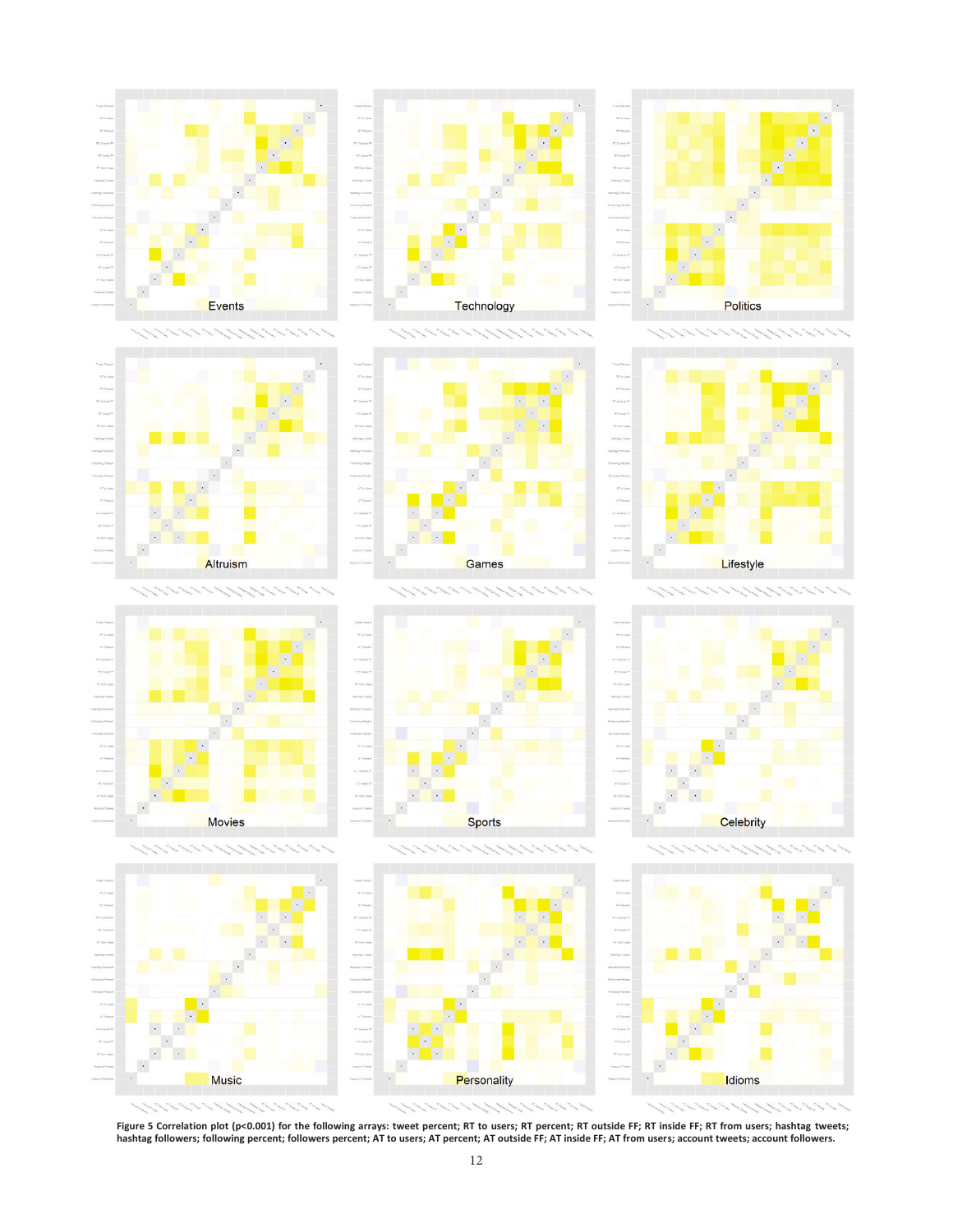Events

Technology

Politics

Altruism

Games

Lifestyle

Movies

Sports

Celebrity

Music

Personality

Idioms

**Figure 5 Correlation plot (p<0.001) for the following arrays: tweet percent; RT to users; RT percent; RT outside FF; RT inside FF; RT from users; hashtag tweets; hashtag followers; following percent; followers percent; AT to users; AT percent; AT outside FF; AT inside FF; AT from users; account tweets; account followers.**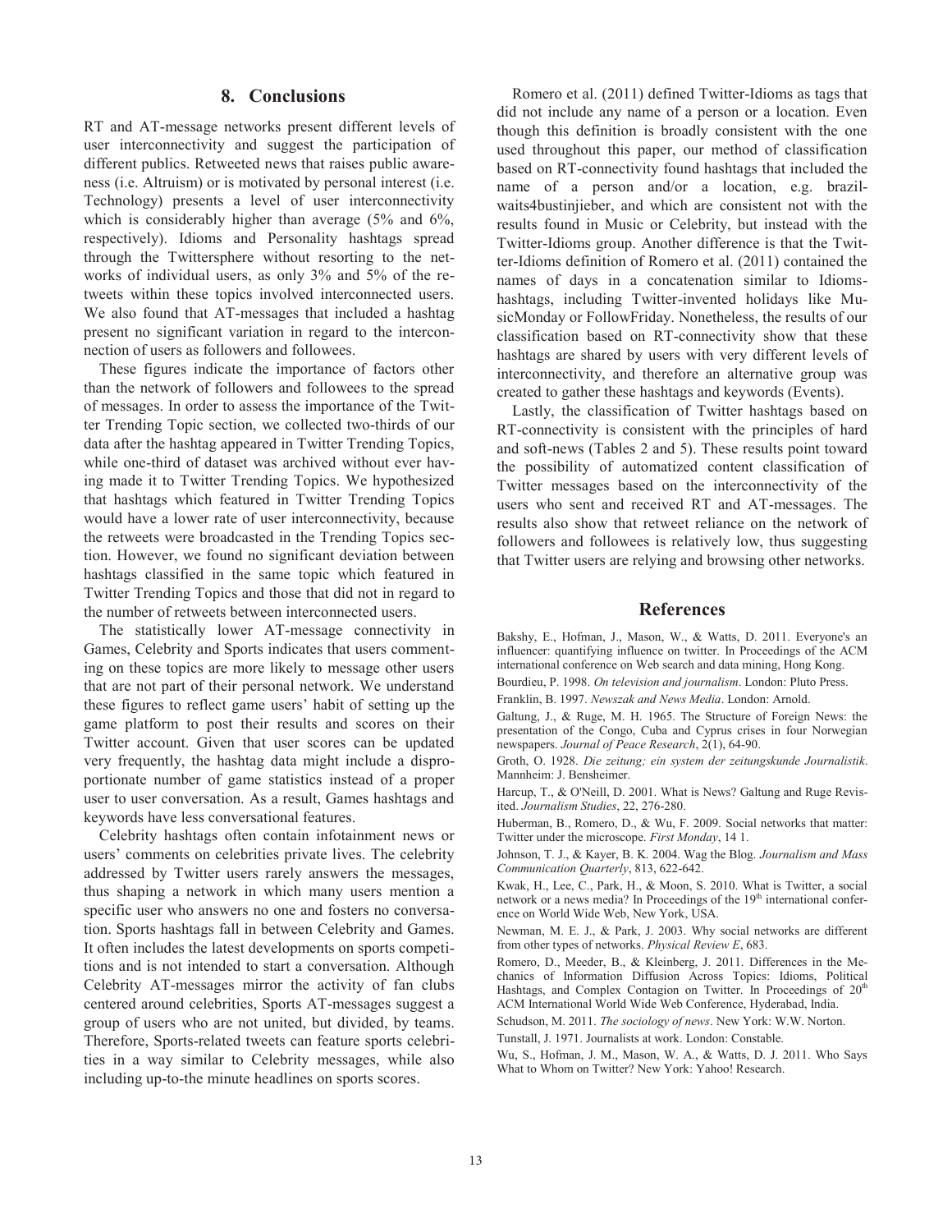## 8. Conclusions

RT and AT-message networks present different levels of user interconnectivity and suggest the participation of different publics. Retweeted news that raises public awareness (i.e. Altruism) or is motivated by personal interest (i.e. Technology) presents a level of user interconnectivity which is considerably higher than average (5% and 6%, respectively). Idioms and Personality hashtags spread through the Twittersphere without resorting to the networks of individual users, as only 3% and 5% of the retweets within these topics involved interconnected users. We also found that AT-messages that included a hashtag present no significant variation in regard to the interconnection of users as followers and followees.

These figures indicate the importance of factors other than the network of followers and followees to the spread of messages. In order to assess the importance of the Twitter Trending Topic section, we collected two-thirds of our data after the hashtag appeared in Twitter Trending Topics, while one-third of dataset was archived without ever having made it to Twitter Trending Topics. We hypothesized that hashtags which featured in Twitter Trending Topics would have a lower rate of user interconnectivity, because the retweets were broadcasted in the Trending Topics section. However, we found no significant deviation between hashtags classified in the same topic which featured in Twitter Trending Topics and those that did not in regard to the number of retweets between interconnected users.

The statistically lower AT-message connectivity in Games, Celebrity and Sports indicates that users commenting on these topics are more likely to message other users that are not part of their personal network. We understand these figures to reflect game users' habit of setting up the game platform to post their results and scores on their Twitter account. Given that user scores can be updated very frequently, the hashtag data might include a disproportionate number of game statistics instead of a proper user to user conversation. As a result, Games hashtags and keywords have less conversational features.

Celebrity hashtags often contain infotainment news or users' comments on celebrities private lives. The celebrity addressed by Twitter users rarely answers the messages, thus shaping a network in which many users mention a specific user who answers no one and fosters no conversation. Sports hashtags fall in between Celebrity and Games. It often includes the latest developments on sports competitions and is not intended to start a conversation. Although Celebrity AT-messages mirror the activity of fan clubs centered around celebrities, Sports AT-messages suggest a group of users who are not united, but divided, by teams. Therefore, Sports-related tweets can feature sports celebrities in a way similar to Celebrity messages, while also including up-to-the minute headlines on sports scores.

Romero et al. (2011) defined Twitter-Idioms as tags that did not include any name of a person or a location. Even though this definition is broadly consistent with the one used throughout this paper, our method of classification based on RT-connectivity found hashtags that included the name of a person and/or a location, e.g. brazilwaits4bustinjieber, and which are consistent not with the results found in Music or Celebrity, but instead with the Twitter-Idioms group. Another difference is that the Twitter-Idioms definition of Romero et al. (2011) contained the names of days in a concatenation similar to Idioms-hashtags, including Twitter-invented holidays like MusicMonday or FollowFriday. Nonetheless, the results of our classification based on RT-connectivity show that these hashtags are shared by users with very different levels of interconnectivity, and therefore an alternative group was created to gather these hashtags and keywords (Events).

Lastly, the classification of Twitter hashtags based on RT-connectivity is consistent with the principles of hard and soft-news (Tables 2 and 5). These results point toward the possibility of automatized content classification of Twitter messages based on the interconnectivity of the users who sent and received RT and AT-messages. The results also show that retweet reliance on the network of followers and followees is relatively low, thus suggesting that Twitter users are relying and browsing other networks.

## References

Bakshy, E., Hofman, J., Mason, W., & Watts, D. 2011. Everyone's an influencer: quantifying influence on twitter. In Proceedings of the ACM international conference on Web search and data mining, Hong Kong.

Bourdieu, P. 1998. *On television and journalism*. London: Pluto Press.

Franklin, B. 1997. *Newszak and News Media*. London: Arnold.

Galtung, J., & Ruge, M. H. 1965. The Structure of Foreign News: the presentation of the Congo, Cuba and Cyprus crises in four Norwegian newspapers. *Journal of Peace Research*, 2(1), 64-90.

Groth, O. 1928. *Die zeitung; ein system der zeitungskunde Journalistik*. Mannheim: J. Bensheimer.

Harcup, T., & O'Neill, D. 2001. What is News? Galtung and Ruge Revisited. *Journalism Studies*, 22, 276-280.

Huberman, B., Romero, D., & Wu, F. 2009. Social networks that matter: Twitter under the microscope. *First Monday*, 14 1.

Johnson, T. J., & Kayer, B. K. 2004. Wag the Blog. *Journalism and Mass Communication Quarterly*, 813, 622-642.

Kwak, H., Lee, C., Park, H., & Moon, S. 2010. What is Twitter, a social network or a news media? In Proceedings of the 19th international conference on World Wide Web, New York, USA.

Newman, M. E. J., & Park, J. 2003. Why social networks are different from other types of networks. *Physical Review E*, 683.

Romero, D., Meeder, B., & Kleinberg, J. 2011. Differences in the Mechanics of Information Diffusion Across Topics: Idioms, Political Hashtags, and Complex Contagion on Twitter. In Proceedings of 20th ACM International World Wide Web Conference, Hyderabad, India.

Schudson, M. 2011. *The sociology of news*. New York: W.W. Norton.

Tunstall, J. 1971. Journalists at work. London: Constable.

Wu, S., Hofman, J. M., Mason, W. A., & Watts, D. J. 2011. Who Says What to Whom on Twitter? New York: Yahoo! Research.